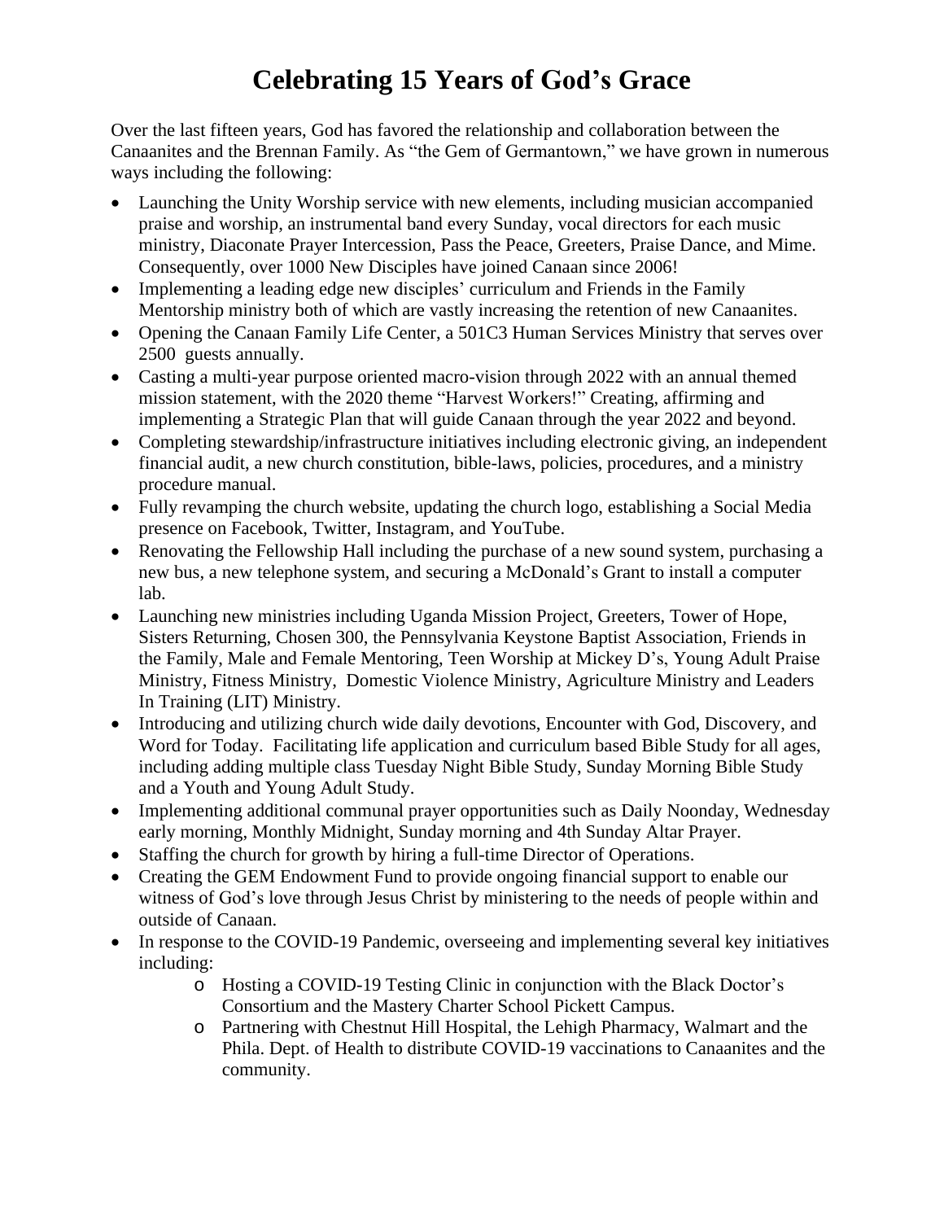# Celebrating 15 Years of God's Grace

Over the last fifteen years, God has favored the relationship and collaboration between the Canaanites and the Brennan Family. As "the Gem of Germantown," we have grown in numerous ways including the following:

- Launching the Unity Worship service with new elements, including musician accompanied praise and worship, an instrumental band every Sunday, vocal directors for each music ministry, Diaconate Prayer Intercession, Pass the Peace, Greeters, Praise Dance, and Mime. Consequently, over 1000 New Disciples have joined Canaan since 2006!
- Implementing a leading edge new disciples' curriculum and Friends in the Family Mentorship ministry both of which are vastly increasing the retention of new Canaanites.
- Opening the Canaan Family Life Center, a 501C3 Human Services Ministry that serves over 2500 guests annually.
- Casting a multi-year purpose oriented macro-vision through 2022 with an annual themed mission statement, with the 2020 theme "Harvest Workers!" Creating, affirming and implementing a Strategic Plan that will guide Canaan through the year 2022 and beyond.
- Completing stewardship/infrastructure initiatives including electronic giving, an independent financial audit, a new church constitution, bible-laws, policies, procedures, and a ministry procedure manual.
- Fully revamping the church website, updating the church logo, establishing a Social Media presence on Facebook, Twitter, Instagram, and YouTube.
- Renovating the Fellowship Hall including the purchase of a new sound system, purchasing a new bus, a new telephone system, and securing a McDonald's Grant to install a computer lab.
- Launching new ministries including Uganda Mission Project, Greeters, Tower of Hope, Sisters Returning, Chosen 300, the Pennsylvania Keystone Baptist Association, Friends in the Family, Male and Female Mentoring, Teen Worship at Mickey D's, Young Adult Praise Ministry, Fitness Ministry, Domestic Violence Ministry, Agriculture Ministry and Leaders In Training (LIT) Ministry.
- Introducing and utilizing church wide daily devotions, Encounter with God, Discovery, and Word for Today. Facilitating life application and curriculum based Bible Study for all ages, including adding multiple class Tuesday Night Bible Study, Sunday Morning Bible Study and a Youth and Young Adult Study.
- Implementing additional communal prayer opportunities such as Daily Noonday, Wednesday early morning, Monthly Midnight, Sunday morning and 4th Sunday Altar Prayer.
- Staffing the church for growth by hiring a full-time Director of Operations.
- Creating the GEM Endowment Fund to provide ongoing financial support to enable our witness of God's love through Jesus Christ by ministering to the needs of people within and outside of Canaan.
- In response to the COVID-19 Pandemic, overseeing and implementing several key initiatives including:
  - Hosting a COVID-19 Testing Clinic in conjunction with the Black Doctor's Consortium and the Mastery Charter School Pickett Campus.
  - Partnering with Chestnut Hill Hospital, the Lehigh Pharmacy, Walmart and the Phila. Dept. of Health to distribute COVID-19 vaccinations to Canaanites and the community.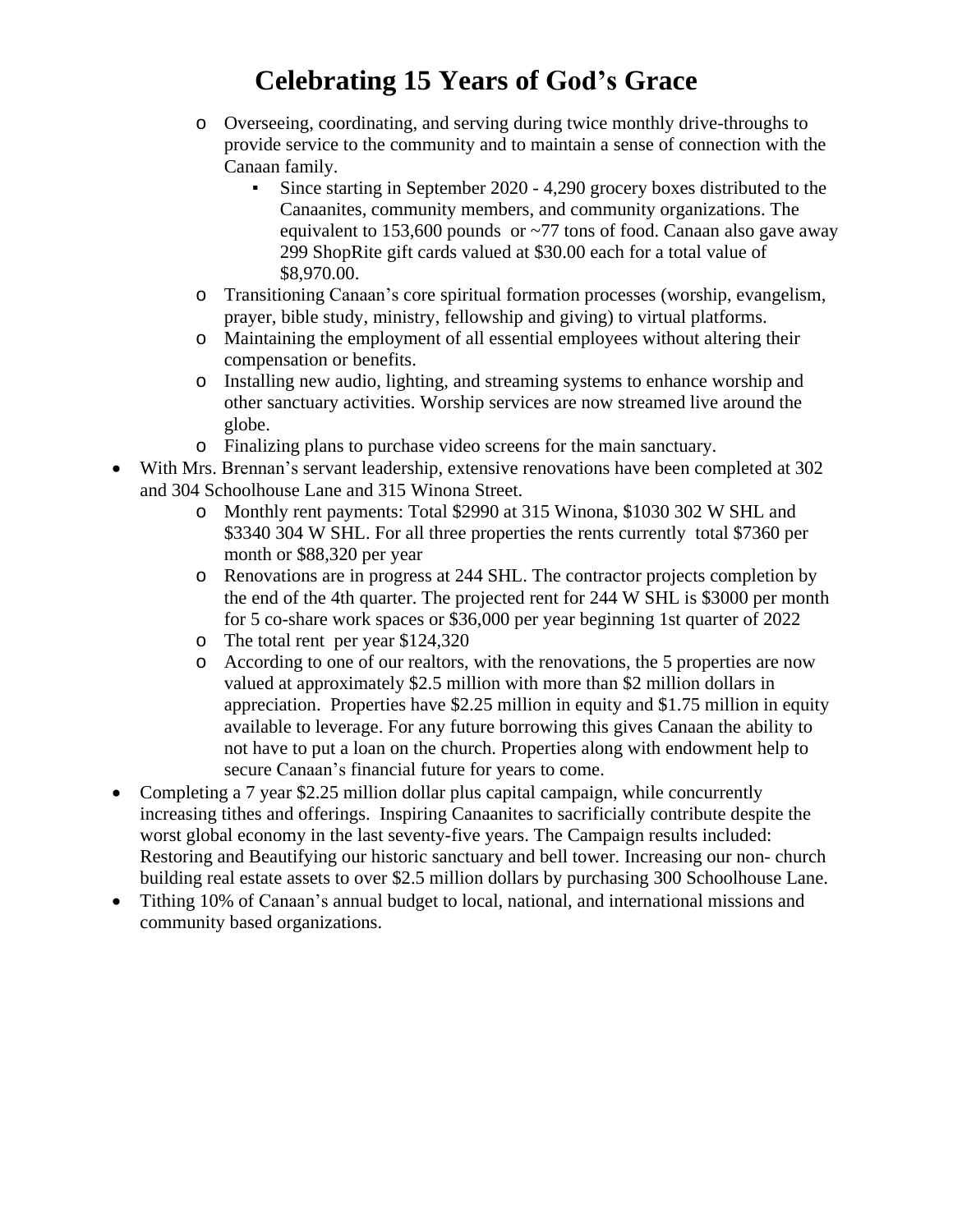# Celebrating 15 Years of God's Grace

- Overseeing, coordinating, and serving during twice monthly drive-throughs to provide service to the community and to maintain a sense of connection with the Canaan family.
  - Since starting in September 2020 - 4,290 grocery boxes distributed to the Canaanites, community members, and community organizations. The equivalent to 153,600 pounds or ~77 tons of food. Canaan also gave away 299 ShopRite gift cards valued at $30.00 each for a total value of $8,970.00.
- Transitioning Canaan's core spiritual formation processes (worship, evangelism, prayer, bible study, ministry, fellowship and giving) to virtual platforms.
- Maintaining the employment of all essential employees without altering their compensation or benefits.
- Installing new audio, lighting, and streaming systems to enhance worship and other sanctuary activities. Worship services are now streamed live around the globe.
- Finalizing plans to purchase video screens for the main sanctuary.

- With Mrs. Brennan's servant leadership, extensive renovations have been completed at 302 and 304 Schoolhouse Lane and 315 Winona Street.
  - Monthly rent payments: Total $2990 at 315 Winona, $1030 302 W SHL and $3340 304 W SHL. For all three properties the rents currently total $7360 per month or $88,320 per year
  - Renovations are in progress at 244 SHL. The contractor projects completion by the end of the 4th quarter. The projected rent for 244 W SHL is $3000 per month for 5 co-share work spaces or $36,000 per year beginning 1st quarter of 2022
  - The total rent per year $124,320
  - According to one of our realtors, with the renovations, the 5 properties are now valued at approximately $2.5 million with more than $2 million dollars in appreciation. Properties have $2.25 million in equity and $1.75 million in equity available to leverage. For any future borrowing this gives Canaan the ability to not have to put a loan on the church. Properties along with endowment help to secure Canaan's financial future for years to come.
- Completing a 7 year $2.25 million dollar plus capital campaign, while concurrently increasing tithes and offerings. Inspiring Canaanites to sacrificially contribute despite the worst global economy in the last seventy-five years. The Campaign results included: Restoring and Beautifying our historic sanctuary and bell tower. Increasing our non- church building real estate assets to over $2.5 million dollars by purchasing 300 Schoolhouse Lane.
- Tithing 10% of Canaan's annual budget to local, national, and international missions and community based organizations.